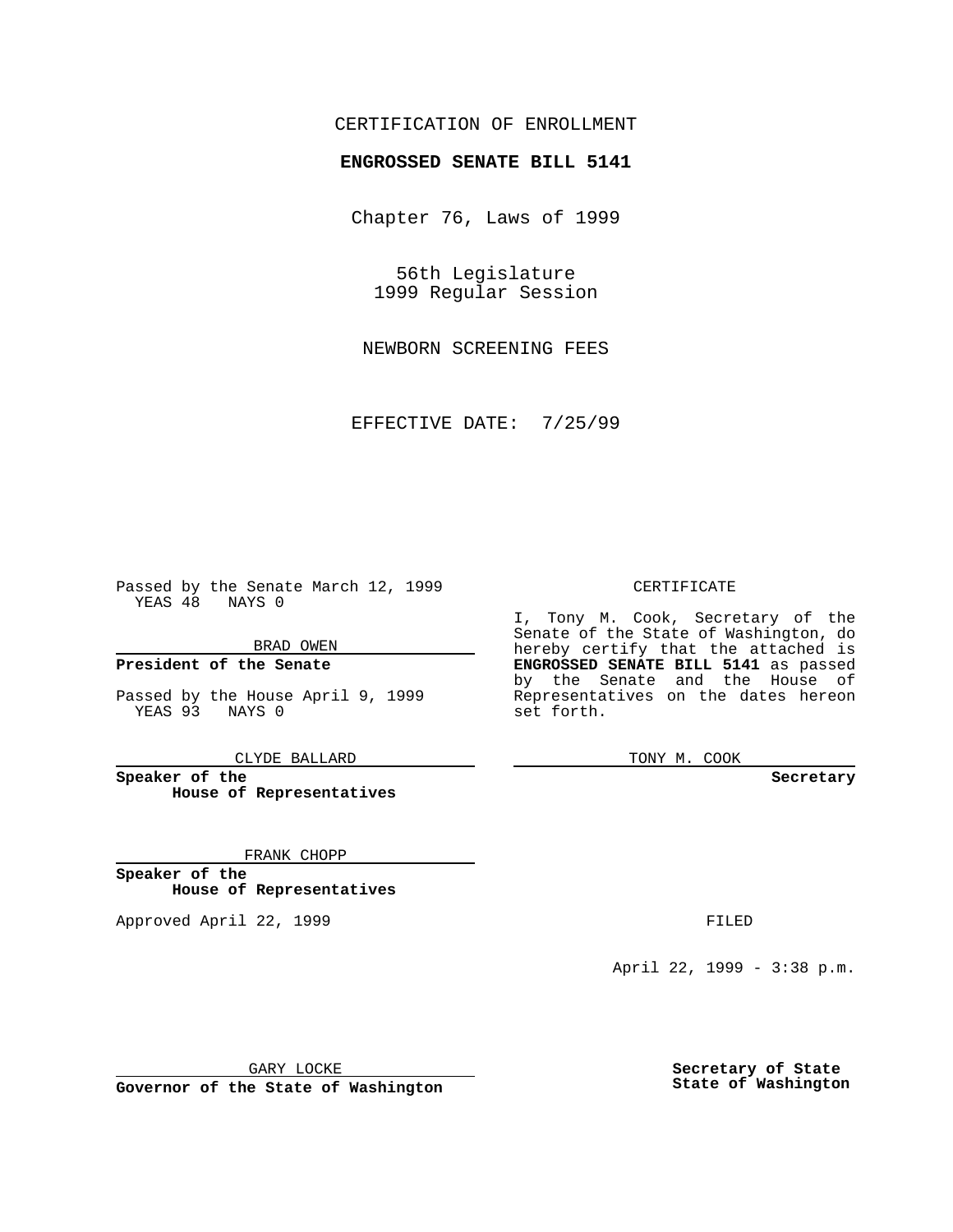CERTIFICATION OF ENROLLMENT

**ENGROSSED SENATE BILL 5141**

Chapter 76, Laws of 1999

56th Legislature
1999 Regular Session

NEWBORN SCREENING FEES

EFFECTIVE DATE: 7/25/99

Passed by the Senate March 12, 1999
YEAS 48 NAYS 0

BRAD OWEN

**President of the Senate**

Passed by the House April 9, 1999
YEAS 93 NAYS 0

CLYDE BALLARD

**Speaker of the House of Representatives**

FRANK CHOPP

**Speaker of the House of Representatives**

Approved April 22, 1999

GARY LOCKE

**Governor of the State of Washington**

CERTIFICATE

I, Tony M. Cook, Secretary of the Senate of the State of Washington, do hereby certify that the attached is **ENGROSSED SENATE BILL 5141** as passed by the Senate and the House of Representatives on the dates hereon set forth.

TONY M. COOK

**Secretary**

FILED

April 22, 1999 - 3:38 p.m.

**Secretary of State**
**State of Washington**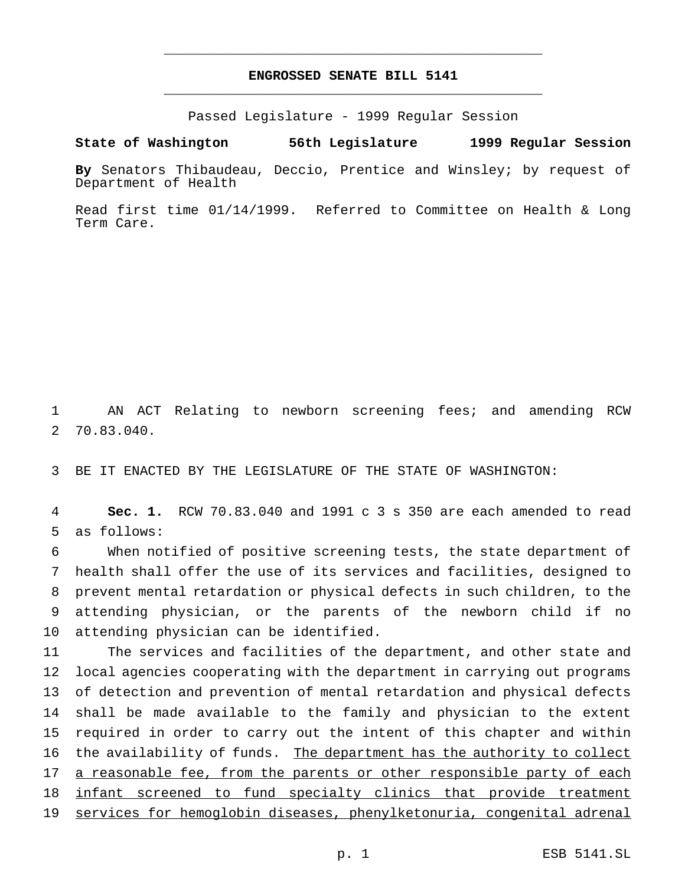# ENGROSSED SENATE BILL 5141

Passed Legislature - 1999 Regular Session

**State of Washington 56th Legislature 1999 Regular Session**

**By** Senators Thibaudeau, Deccio, Prentice and Winsley; by request of Department of Health

Read first time 01/14/1999. Referred to Committee on Health & Long Term Care.

1 AN ACT Relating to newborn screening fees; and amending RCW
2 70.83.040.

3 BE IT ENACTED BY THE LEGISLATURE OF THE STATE OF WASHINGTON:

4 **Sec. 1.** RCW 70.83.040 and 1991 c 3 s 350 are each amended to read
5 as follows:

6 When notified of positive screening tests, the state department of
7 health shall offer the use of its services and facilities, designed to
8 prevent mental retardation or physical defects in such children, to the
9 attending physician, or the parents of the newborn child if no
10 attending physician can be identified.

11 The services and facilities of the department, and other state and
12 local agencies cooperating with the department in carrying out programs
13 of detection and prevention of mental retardation and physical defects
14 shall be made available to the family and physician to the extent
15 required in order to carry out the intent of this chapter and within
16 the availability of funds. <u>The department has the authority to collect</u>
17 <u>a reasonable fee, from the parents or other responsible party of each</u>
18 <u>infant screened to fund specialty clinics that provide treatment</u>
19 <u>services for hemoglobin diseases, phenylketonuria, congenital adrenal</u>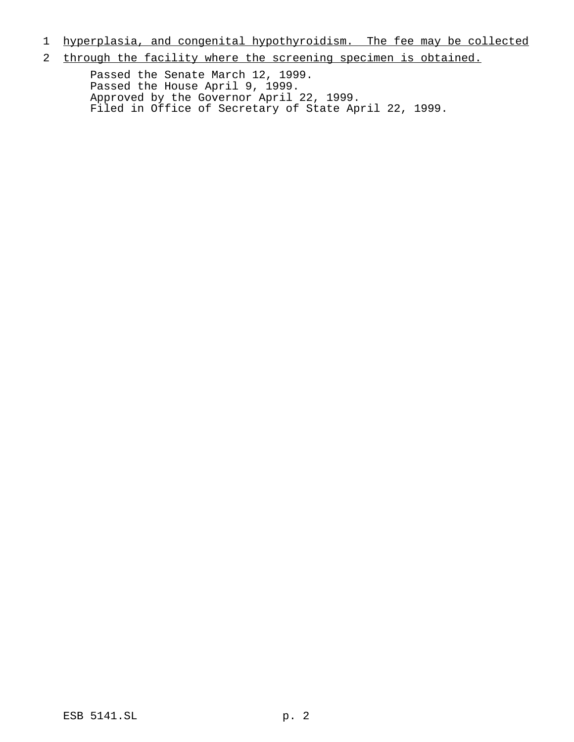<u>hyperplasia, and congenital hypothyroidism. The fee may be collected through the facility where the screening specimen is obtained.</u>

Passed the Senate March 12, 1999.
Passed the House April 9, 1999.
Approved by the Governor April 22, 1999.
Filed in Office of Secretary of State April 22, 1999.